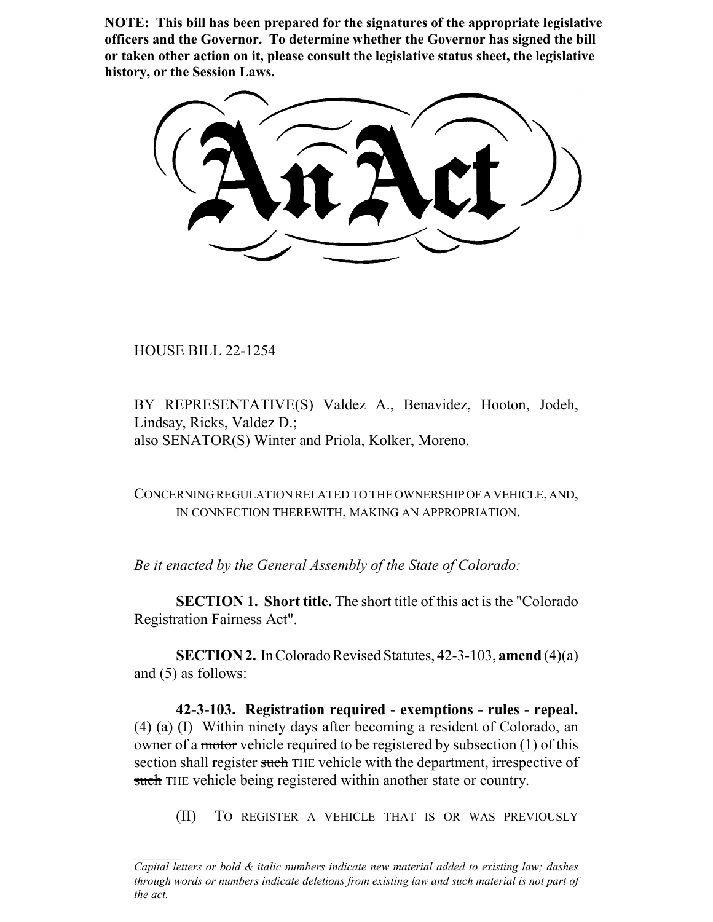**NOTE: This bill has been prepared for the signatures of the appropriate legislative officers and the Governor. To determine whether the Governor has signed the bill or taken other action on it, please consult the legislative status sheet, the legislative history, or the Session Laws.**

# An Act

HOUSE BILL 22-1254

BY REPRESENTATIVE(S) Valdez A., Benavidez, Hooton, Jodeh, Lindsay, Ricks, Valdez D.;
also SENATOR(S) Winter and Priola, Kolker, Moreno.

CONCERNING REGULATION RELATED TO THE OWNERSHIP OF A VEHICLE, AND, IN CONNECTION THEREWITH, MAKING AN APPROPRIATION.

*Be it enacted by the General Assembly of the State of Colorado:*

**SECTION 1. Short title.** The short title of this act is the "Colorado Registration Fairness Act".

**SECTION 2.** In Colorado Revised Statutes, 42-3-103, **amend** (4)(a) and (5) as follows:

**42-3-103. Registration required - exemptions - rules - repeal.** (4) (a) (I) Within ninety days after becoming a resident of Colorado, an owner of a ~~motor~~ vehicle required to be registered by subsection (1) of this section shall register ~~such~~ THE vehicle with the department, irrespective of ~~such~~ THE vehicle being registered within another state or country.

(II) TO REGISTER A VEHICLE THAT IS OR WAS PREVIOUSLY

---

*Capital letters or bold & italic numbers indicate new material added to existing law; dashes through words or numbers indicate deletions from existing law and such material is not part of the act.*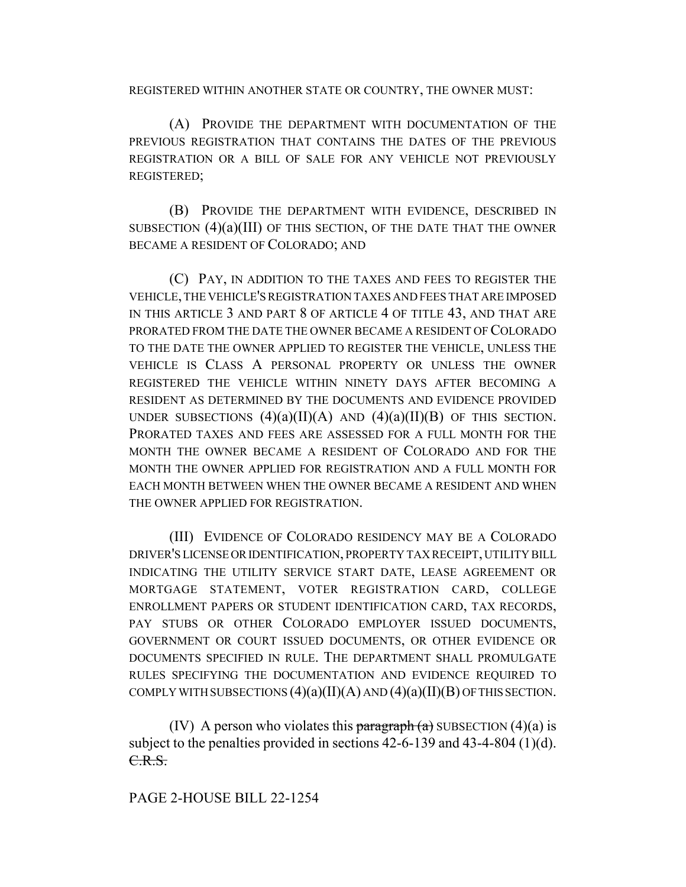REGISTERED WITHIN ANOTHER STATE OR COUNTRY, THE OWNER MUST:

(A) PROVIDE THE DEPARTMENT WITH DOCUMENTATION OF THE PREVIOUS REGISTRATION THAT CONTAINS THE DATES OF THE PREVIOUS REGISTRATION OR A BILL OF SALE FOR ANY VEHICLE NOT PREVIOUSLY REGISTERED;

(B) PROVIDE THE DEPARTMENT WITH EVIDENCE, DESCRIBED IN SUBSECTION (4)(a)(III) OF THIS SECTION, OF THE DATE THAT THE OWNER BECAME A RESIDENT OF COLORADO; AND

(C) PAY, IN ADDITION TO THE TAXES AND FEES TO REGISTER THE VEHICLE, THE VEHICLE'S REGISTRATION TAXES AND FEES THAT ARE IMPOSED IN THIS ARTICLE 3 AND PART 8 OF ARTICLE 4 OF TITLE 43, AND THAT ARE PRORATED FROM THE DATE THE OWNER BECAME A RESIDENT OF COLORADO TO THE DATE THE OWNER APPLIED TO REGISTER THE VEHICLE, UNLESS THE VEHICLE IS CLASS A PERSONAL PROPERTY OR UNLESS THE OWNER REGISTERED THE VEHICLE WITHIN NINETY DAYS AFTER BECOMING A RESIDENT AS DETERMINED BY THE DOCUMENTS AND EVIDENCE PROVIDED UNDER SUBSECTIONS (4)(a)(II)(A) AND (4)(a)(II)(B) OF THIS SECTION. PRORATED TAXES AND FEES ARE ASSESSED FOR A FULL MONTH FOR THE MONTH THE OWNER BECAME A RESIDENT OF COLORADO AND FOR THE MONTH THE OWNER APPLIED FOR REGISTRATION AND A FULL MONTH FOR EACH MONTH BETWEEN WHEN THE OWNER BECAME A RESIDENT AND WHEN THE OWNER APPLIED FOR REGISTRATION.

(III) EVIDENCE OF COLORADO RESIDENCY MAY BE A COLORADO DRIVER'S LICENSE OR IDENTIFICATION, PROPERTY TAX RECEIPT, UTILITY BILL INDICATING THE UTILITY SERVICE START DATE, LEASE AGREEMENT OR MORTGAGE STATEMENT, VOTER REGISTRATION CARD, COLLEGE ENROLLMENT PAPERS OR STUDENT IDENTIFICATION CARD, TAX RECORDS, PAY STUBS OR OTHER COLORADO EMPLOYER ISSUED DOCUMENTS, GOVERNMENT OR COURT ISSUED DOCUMENTS, OR OTHER EVIDENCE OR DOCUMENTS SPECIFIED IN RULE. THE DEPARTMENT SHALL PROMULGATE RULES SPECIFYING THE DOCUMENTATION AND EVIDENCE REQUIRED TO COMPLY WITH SUBSECTIONS (4)(a)(II)(A) AND (4)(a)(II)(B) OF THIS SECTION.

(IV) A person who violates this ~~paragraph (a)~~ SUBSECTION (4)(a) is subject to the penalties provided in sections 42-6-139 and 43-4-804 (1)(d). ~~C.R.S.~~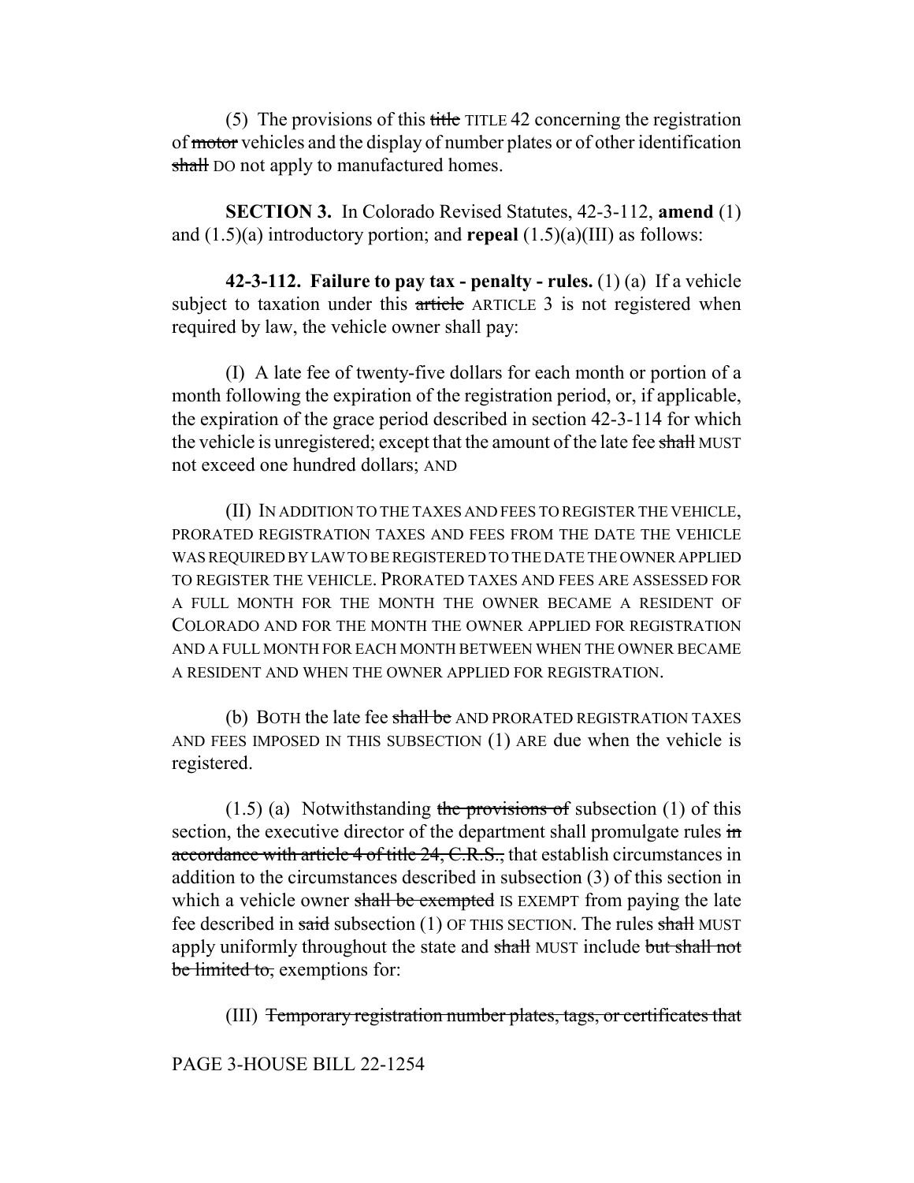(5) The provisions of this ~~title~~ TITLE 42 concerning the registration of ~~motor~~ vehicles and the display of number plates or of other identification ~~shall~~ DO not apply to manufactured homes.

**SECTION 3.** In Colorado Revised Statutes, 42-3-112, **amend** (1) and (1.5)(a) introductory portion; and **repeal** (1.5)(a)(III) as follows:

**42-3-112. Failure to pay tax - penalty - rules.** (1) (a) If a vehicle subject to taxation under this ~~article~~ ARTICLE 3 is not registered when required by law, the vehicle owner shall pay:

(I) A late fee of twenty-five dollars for each month or portion of a month following the expiration of the registration period, or, if applicable, the expiration of the grace period described in section 42-3-114 for which the vehicle is unregistered; except that the amount of the late fee ~~shall~~ MUST not exceed one hundred dollars; AND

(II) IN ADDITION TO THE TAXES AND FEES TO REGISTER THE VEHICLE, PRORATED REGISTRATION TAXES AND FEES FROM THE DATE THE VEHICLE WAS REQUIRED BY LAW TO BE REGISTERED TO THE DATE THE OWNER APPLIED TO REGISTER THE VEHICLE. PRORATED TAXES AND FEES ARE ASSESSED FOR A FULL MONTH FOR THE MONTH THE OWNER BECAME A RESIDENT OF COLORADO AND FOR THE MONTH THE OWNER APPLIED FOR REGISTRATION AND A FULL MONTH FOR EACH MONTH BETWEEN WHEN THE OWNER BECAME A RESIDENT AND WHEN THE OWNER APPLIED FOR REGISTRATION.

(b) BOTH the late fee ~~shall be~~ AND PRORATED REGISTRATION TAXES AND FEES IMPOSED IN THIS SUBSECTION (1) ARE due when the vehicle is registered.

(1.5) (a) Notwithstanding ~~the provisions of~~ subsection (1) of this section, the executive director of the department shall promulgate rules ~~in accordance with article 4 of title 24, C.R.S.,~~ that establish circumstances in addition to the circumstances described in subsection (3) of this section in which a vehicle owner ~~shall be exempted~~ IS EXEMPT from paying the late fee described in ~~said~~ subsection (1) OF THIS SECTION. The rules ~~shall~~ MUST apply uniformly throughout the state and ~~shall~~ MUST include ~~but shall not be limited to,~~ exemptions for:

(III) ~~Temporary registration number plates, tags, or certificates that~~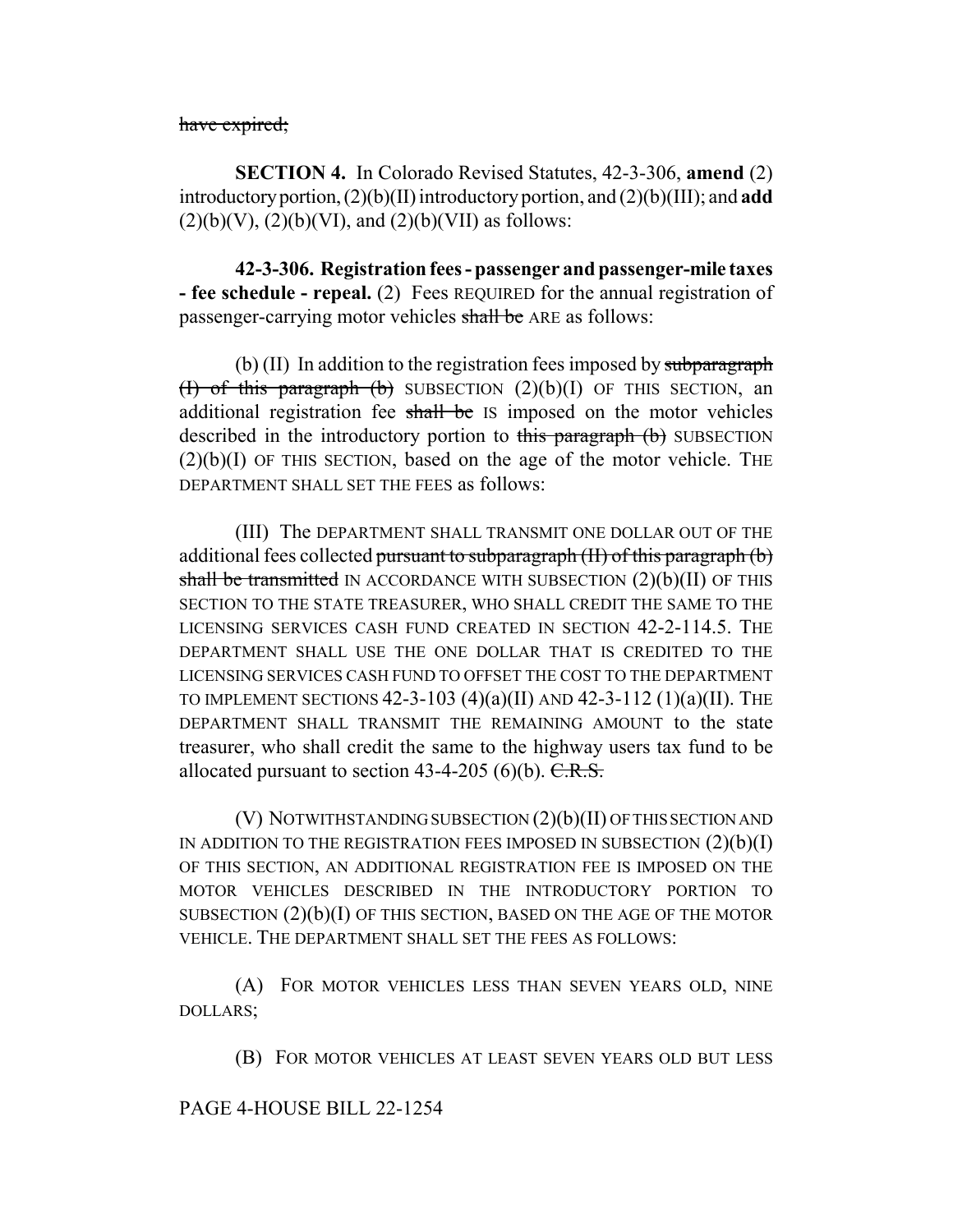~~have expired;~~

**SECTION 4.** In Colorado Revised Statutes, 42-3-306, **amend** (2) introductory portion, (2)(b)(II) introductory portion, and (2)(b)(III); and **add** (2)(b)(V), (2)(b)(VI), and (2)(b)(VII) as follows:

**42-3-306. Registration fees - passenger and passenger-mile taxes - fee schedule - repeal.** (2) Fees REQUIRED for the annual registration of passenger-carrying motor vehicles ~~shall be~~ ARE as follows:

(b) (II) In addition to the registration fees imposed by ~~subparagraph (I) of this paragraph (b)~~ SUBSECTION (2)(b)(I) OF THIS SECTION, an additional registration fee ~~shall be~~ IS imposed on the motor vehicles described in the introductory portion to ~~this paragraph (b)~~ SUBSECTION (2)(b)(I) OF THIS SECTION, based on the age of the motor vehicle. THE DEPARTMENT SHALL SET THE FEES as follows:

(III) The DEPARTMENT SHALL TRANSMIT ONE DOLLAR OUT OF THE additional fees collected ~~pursuant to subparagraph (II) of this paragraph (b) shall be transmitted~~ IN ACCORDANCE WITH SUBSECTION (2)(b)(II) OF THIS SECTION TO THE STATE TREASURER, WHO SHALL CREDIT THE SAME TO THE LICENSING SERVICES CASH FUND CREATED IN SECTION 42-2-114.5. THE DEPARTMENT SHALL USE THE ONE DOLLAR THAT IS CREDITED TO THE LICENSING SERVICES CASH FUND TO OFFSET THE COST TO THE DEPARTMENT TO IMPLEMENT SECTIONS 42-3-103 (4)(a)(II) AND 42-3-112 (1)(a)(II). THE DEPARTMENT SHALL TRANSMIT THE REMAINING AMOUNT to the state treasurer, who shall credit the same to the highway users tax fund to be allocated pursuant to section 43-4-205 (6)(b). ~~C.R.S.~~

(V) NOTWITHSTANDING SUBSECTION (2)(b)(II) OF THIS SECTION AND IN ADDITION TO THE REGISTRATION FEES IMPOSED IN SUBSECTION (2)(b)(I) OF THIS SECTION, AN ADDITIONAL REGISTRATION FEE IS IMPOSED ON THE MOTOR VEHICLES DESCRIBED IN THE INTRODUCTORY PORTION TO SUBSECTION (2)(b)(I) OF THIS SECTION, BASED ON THE AGE OF THE MOTOR VEHICLE. THE DEPARTMENT SHALL SET THE FEES AS FOLLOWS:

(A) FOR MOTOR VEHICLES LESS THAN SEVEN YEARS OLD, NINE DOLLARS;

(B) FOR MOTOR VEHICLES AT LEAST SEVEN YEARS OLD BUT LESS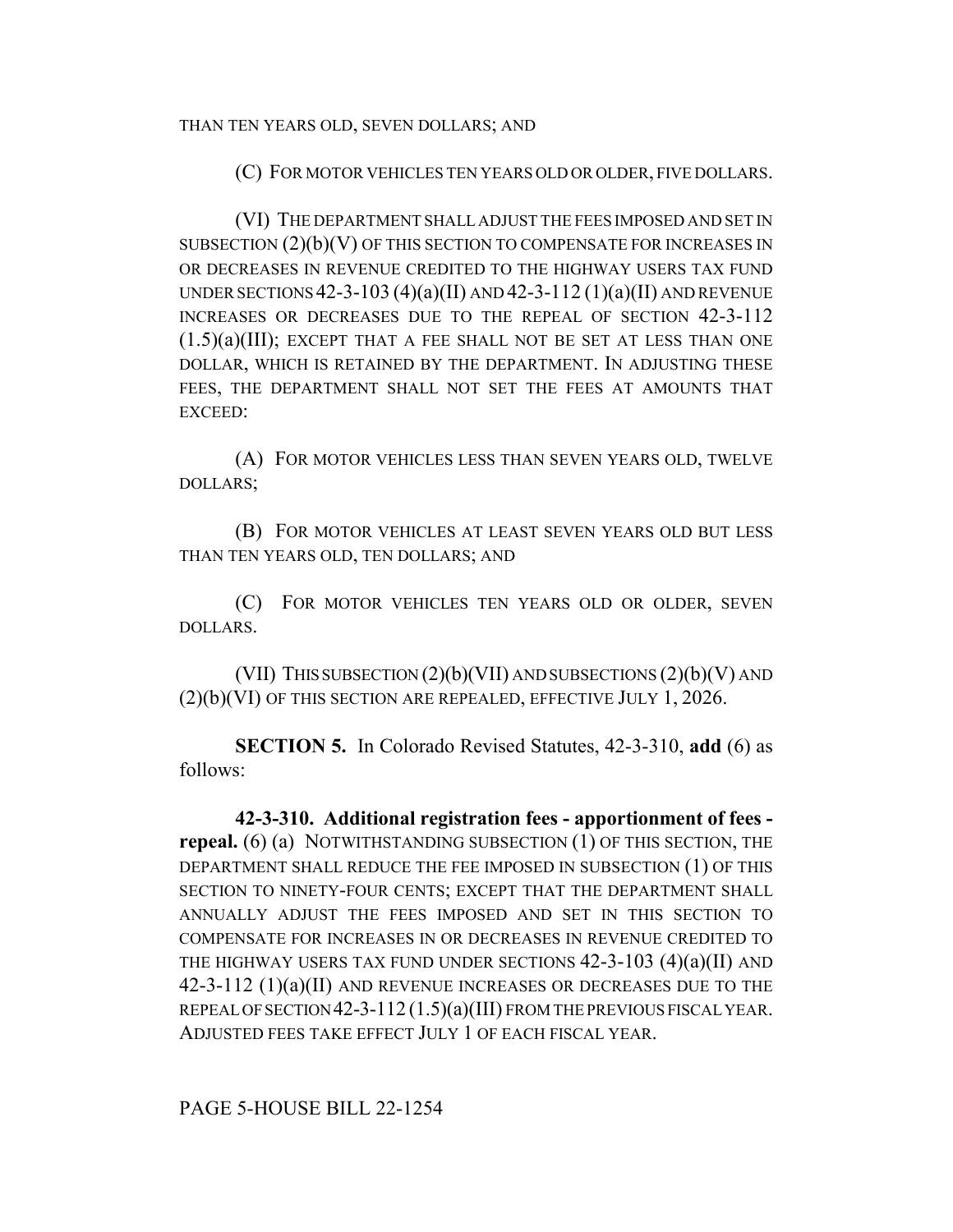THAN TEN YEARS OLD, SEVEN DOLLARS; AND

(C) FOR MOTOR VEHICLES TEN YEARS OLD OR OLDER, FIVE DOLLARS.

(VI) THE DEPARTMENT SHALL ADJUST THE FEES IMPOSED AND SET IN SUBSECTION (2)(b)(V) OF THIS SECTION TO COMPENSATE FOR INCREASES IN OR DECREASES IN REVENUE CREDITED TO THE HIGHWAY USERS TAX FUND UNDER SECTIONS 42-3-103 (4)(a)(II) AND 42-3-112 (1)(a)(II) AND REVENUE INCREASES OR DECREASES DUE TO THE REPEAL OF SECTION 42-3-112 (1.5)(a)(III); EXCEPT THAT A FEE SHALL NOT BE SET AT LESS THAN ONE DOLLAR, WHICH IS RETAINED BY THE DEPARTMENT. IN ADJUSTING THESE FEES, THE DEPARTMENT SHALL NOT SET THE FEES AT AMOUNTS THAT EXCEED:

(A) FOR MOTOR VEHICLES LESS THAN SEVEN YEARS OLD, TWELVE DOLLARS;

(B) FOR MOTOR VEHICLES AT LEAST SEVEN YEARS OLD BUT LESS THAN TEN YEARS OLD, TEN DOLLARS; AND

(C) FOR MOTOR VEHICLES TEN YEARS OLD OR OLDER, SEVEN DOLLARS.

(VII) THIS SUBSECTION (2)(b)(VII) AND SUBSECTIONS (2)(b)(V) AND (2)(b)(VI) OF THIS SECTION ARE REPEALED, EFFECTIVE JULY 1, 2026.

**SECTION 5.** In Colorado Revised Statutes, 42-3-310, **add** (6) as follows:

**42-3-310. Additional registration fees - apportionment of fees - repeal.** (6) (a) NOTWITHSTANDING SUBSECTION (1) OF THIS SECTION, THE DEPARTMENT SHALL REDUCE THE FEE IMPOSED IN SUBSECTION (1) OF THIS SECTION TO NINETY-FOUR CENTS; EXCEPT THAT THE DEPARTMENT SHALL ANNUALLY ADJUST THE FEES IMPOSED AND SET IN THIS SECTION TO COMPENSATE FOR INCREASES IN OR DECREASES IN REVENUE CREDITED TO THE HIGHWAY USERS TAX FUND UNDER SECTIONS 42-3-103 (4)(a)(II) AND 42-3-112 (1)(a)(II) AND REVENUE INCREASES OR DECREASES DUE TO THE REPEAL OF SECTION 42-3-112 (1.5)(a)(III) FROM THE PREVIOUS FISCAL YEAR. ADJUSTED FEES TAKE EFFECT JULY 1 OF EACH FISCAL YEAR.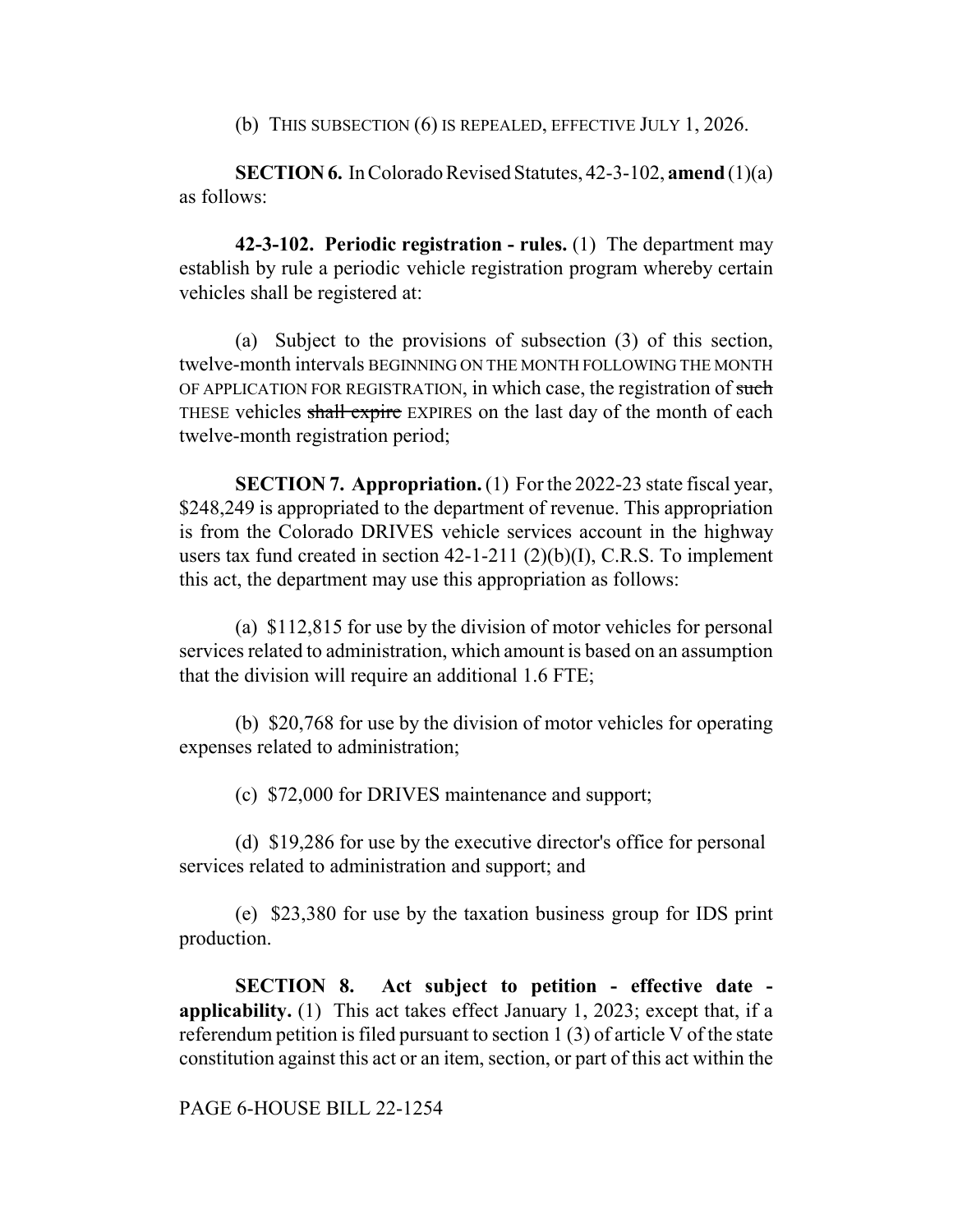(b) THIS SUBSECTION (6) IS REPEALED, EFFECTIVE JULY 1, 2026.

**SECTION 6.** In Colorado Revised Statutes, 42-3-102, **amend** (1)(a) as follows:

**42-3-102. Periodic registration - rules.** (1) The department may establish by rule a periodic vehicle registration program whereby certain vehicles shall be registered at:

(a) Subject to the provisions of subsection (3) of this section, twelve-month intervals BEGINNING ON THE MONTH FOLLOWING THE MONTH OF APPLICATION FOR REGISTRATION, in which case, the registration of ~~such~~ THESE vehicles ~~shall expire~~ EXPIRES on the last day of the month of each twelve-month registration period;

**SECTION 7. Appropriation.** (1) For the 2022-23 state fiscal year, $248,249 is appropriated to the department of revenue. This appropriation is from the Colorado DRIVES vehicle services account in the highway users tax fund created in section 42-1-211 (2)(b)(I), C.R.S. To implement this act, the department may use this appropriation as follows:

(a) $112,815 for use by the division of motor vehicles for personal services related to administration, which amount is based on an assumption that the division will require an additional 1.6 FTE;

(b) $20,768 for use by the division of motor vehicles for operating expenses related to administration;

(c) $72,000 for DRIVES maintenance and support;

(d) $19,286 for use by the executive director's office for personal services related to administration and support; and

(e) $23,380 for use by the taxation business group for IDS print production.

**SECTION 8. Act subject to petition - effective date - applicability.** (1) This act takes effect January 1, 2023; except that, if a referendum petition is filed pursuant to section 1 (3) of article V of the state constitution against this act or an item, section, or part of this act within the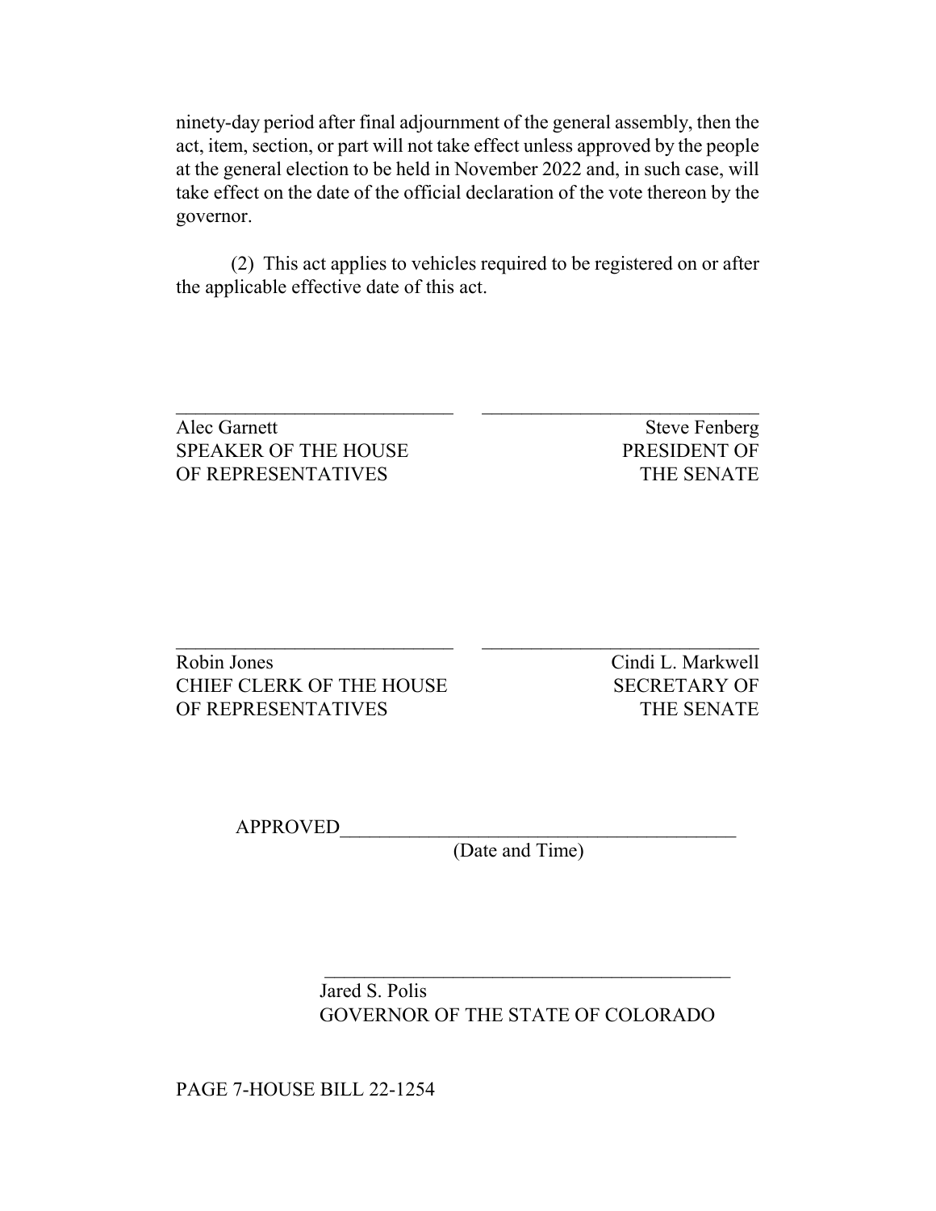ninety-day period after final adjournment of the general assembly, then the act, item, section, or part will not take effect unless approved by the people at the general election to be held in November 2022 and, in such case, will take effect on the date of the official declaration of the vote thereon by the governor.

(2) This act applies to vehicles required to be registered on or after the applicable effective date of this act.

| | |
|---|---|
| \_\_\_\_\_\_\_\_\_\_\_\_\_\_\_\_\_\_\_\_\_\_\_\_\_\_\_\_ | \_\_\_\_\_\_\_\_\_\_\_\_\_\_\_\_\_\_\_\_\_\_\_\_\_\_\_\_ |
| Alec Garnett | Steve Fenberg |
| SPEAKER OF THE HOUSE OF REPRESENTATIVES | PRESIDENT OF THE SENATE |

| | |
|---|---|
| \_\_\_\_\_\_\_\_\_\_\_\_\_\_\_\_\_\_\_\_\_\_\_\_\_\_\_\_ | \_\_\_\_\_\_\_\_\_\_\_\_\_\_\_\_\_\_\_\_\_\_\_\_\_\_\_\_ |
| Robin Jones | Cindi L. Markwell |
| CHIEF CLERK OF THE HOUSE OF REPRESENTATIVES | SECRETARY OF THE SENATE |

APPROVED\_\_\_\_\_\_\_\_\_\_\_\_\_\_\_\_\_\_\_\_\_\_\_\_\_\_\_\_\_\_\_\_\_\_\_\_\_\_\_\_
(Date and Time)

\_\_\_\_\_\_\_\_\_\_\_\_\_\_\_\_\_\_\_\_\_\_\_\_\_\_\_\_\_\_\_\_\_\_\_\_\_\_\_\_\_\_
Jared S. Polis
GOVERNOR OF THE STATE OF COLORADO

PAGE 7-HOUSE BILL 22-1254